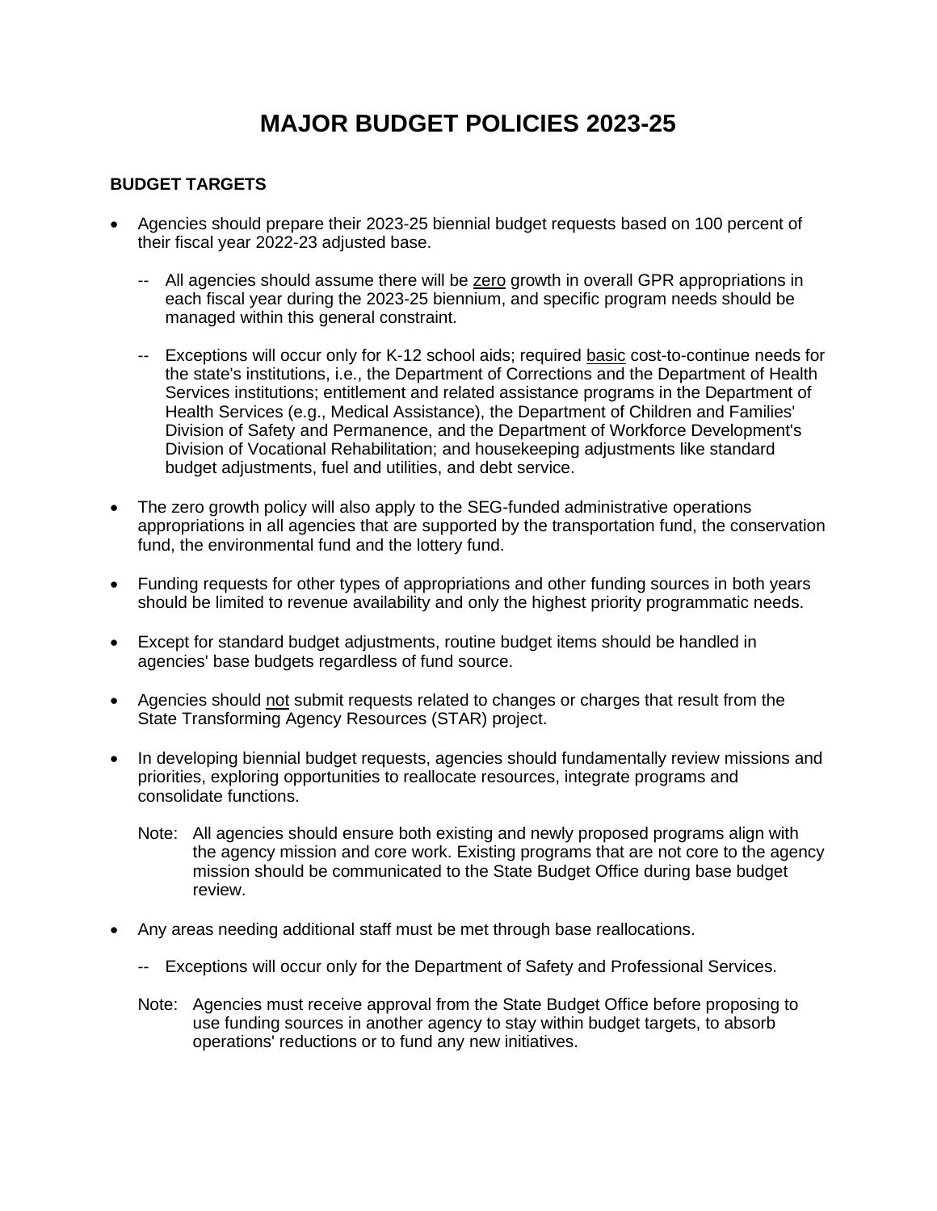# MAJOR BUDGET POLICIES 2023-25

## BUDGET TARGETS

- Agencies should prepare their 2023-25 biennial budget requests based on 100 percent of their fiscal year 2022-23 adjusted base.

  -- All agencies should assume there will be zero growth in overall GPR appropriations in each fiscal year during the 2023-25 biennium, and specific program needs should be managed within this general constraint.

  -- Exceptions will occur only for K-12 school aids; required basic cost-to-continue needs for the state's institutions, i.e., the Department of Corrections and the Department of Health Services institutions; entitlement and related assistance programs in the Department of Health Services (e.g., Medical Assistance), the Department of Children and Families' Division of Safety and Permanence, and the Department of Workforce Development's Division of Vocational Rehabilitation; and housekeeping adjustments like standard budget adjustments, fuel and utilities, and debt service.

- The zero growth policy will also apply to the SEG-funded administrative operations appropriations in all agencies that are supported by the transportation fund, the conservation fund, the environmental fund and the lottery fund.

- Funding requests for other types of appropriations and other funding sources in both years should be limited to revenue availability and only the highest priority programmatic needs.

- Except for standard budget adjustments, routine budget items should be handled in agencies' base budgets regardless of fund source.

- Agencies should not submit requests related to changes or charges that result from the State Transforming Agency Resources (STAR) project.

- In developing biennial budget requests, agencies should fundamentally review missions and priorities, exploring opportunities to reallocate resources, integrate programs and consolidate functions.

  Note: All agencies should ensure both existing and newly proposed programs align with the agency mission and core work. Existing programs that are not core to the agency mission should be communicated to the State Budget Office during base budget review.

- Any areas needing additional staff must be met through base reallocations.

  -- Exceptions will occur only for the Department of Safety and Professional Services.

  Note: Agencies must receive approval from the State Budget Office before proposing to use funding sources in another agency to stay within budget targets, to absorb operations' reductions or to fund any new initiatives.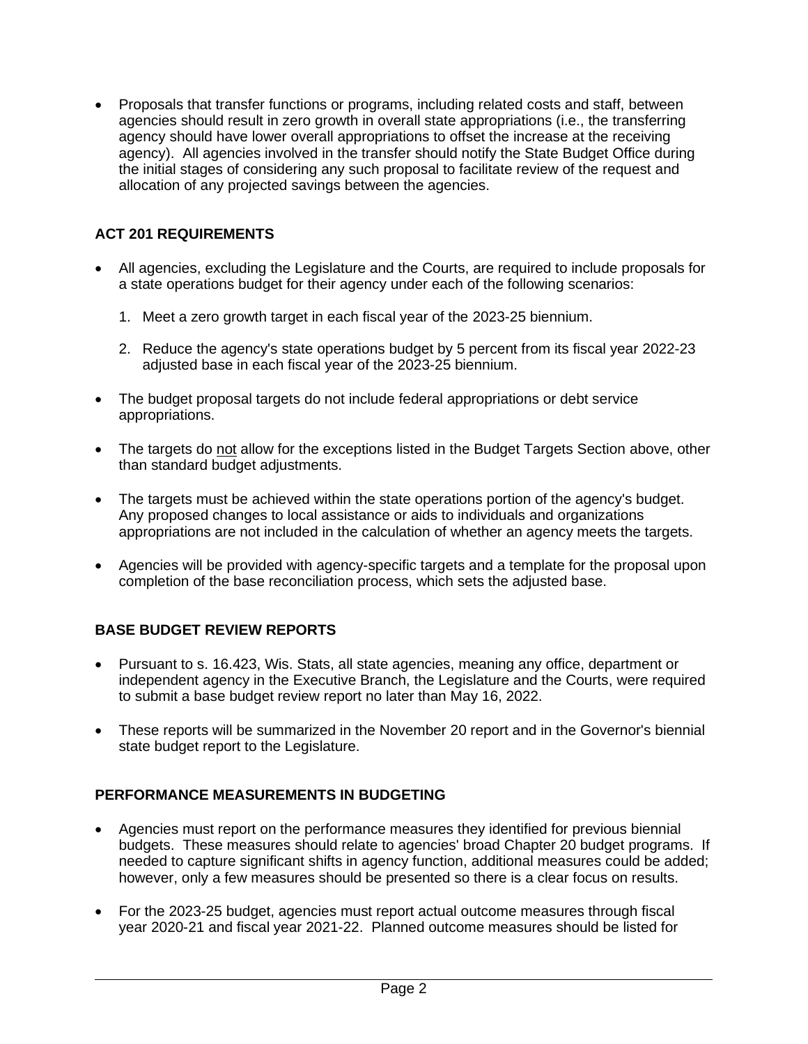- Proposals that transfer functions or programs, including related costs and staff, between agencies should result in zero growth in overall state appropriations (i.e., the transferring agency should have lower overall appropriations to offset the increase at the receiving agency). All agencies involved in the transfer should notify the State Budget Office during the initial stages of considering any such proposal to facilitate review of the request and allocation of any projected savings between the agencies.

## ACT 201 REQUIREMENTS

- All agencies, excluding the Legislature and the Courts, are required to include proposals for a state operations budget for their agency under each of the following scenarios:

  1. Meet a zero growth target in each fiscal year of the 2023-25 biennium.

  2. Reduce the agency's state operations budget by 5 percent from its fiscal year 2022-23 adjusted base in each fiscal year of the 2023-25 biennium.

- The budget proposal targets do not include federal appropriations or debt service appropriations.

- The targets do <u>not</u> allow for the exceptions listed in the Budget Targets Section above, other than standard budget adjustments.

- The targets must be achieved within the state operations portion of the agency's budget. Any proposed changes to local assistance or aids to individuals and organizations appropriations are not included in the calculation of whether an agency meets the targets.

- Agencies will be provided with agency-specific targets and a template for the proposal upon completion of the base reconciliation process, which sets the adjusted base.

## BASE BUDGET REVIEW REPORTS

- Pursuant to s. 16.423, Wis. Stats, all state agencies, meaning any office, department or independent agency in the Executive Branch, the Legislature and the Courts, were required to submit a base budget review report no later than May 16, 2022.

- These reports will be summarized in the November 20 report and in the Governor's biennial state budget report to the Legislature.

## PERFORMANCE MEASUREMENTS IN BUDGETING

- Agencies must report on the performance measures they identified for previous biennial budgets. These measures should relate to agencies' broad Chapter 20 budget programs. If needed to capture significant shifts in agency function, additional measures could be added; however, only a few measures should be presented so there is a clear focus on results.

- For the 2023-25 budget, agencies must report actual outcome measures through fiscal year 2020-21 and fiscal year 2021-22. Planned outcome measures should be listed for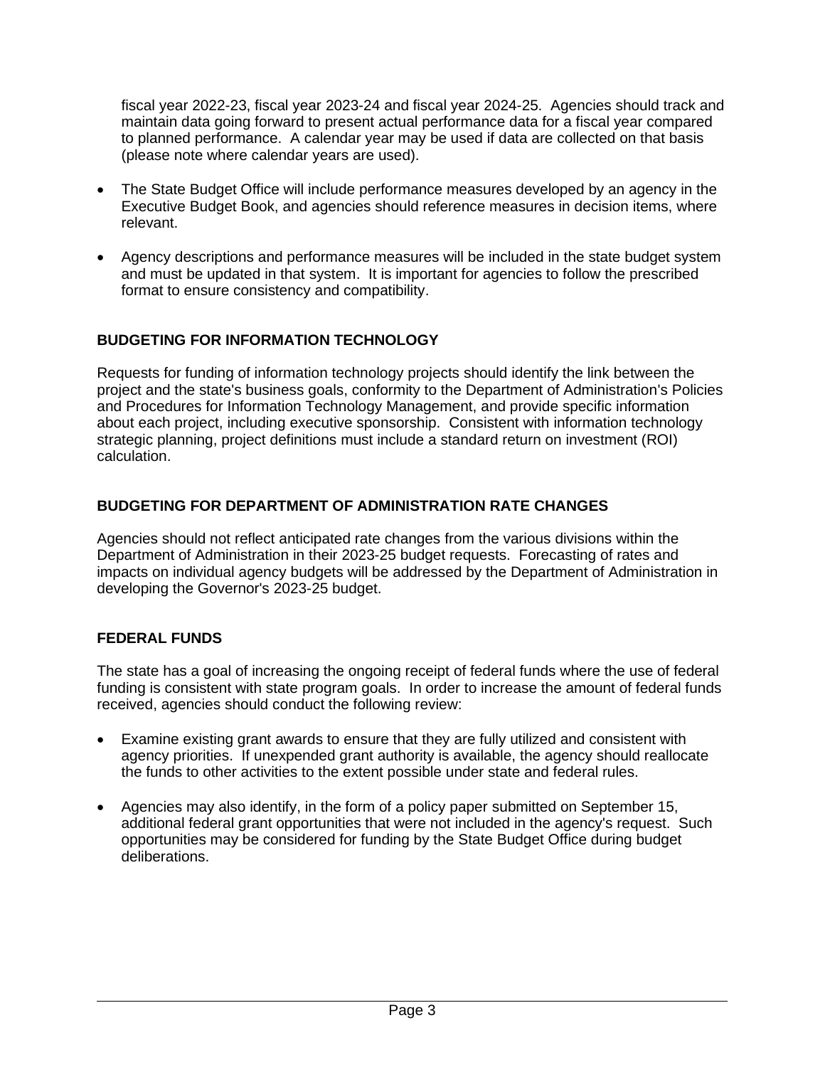fiscal year 2022-23, fiscal year 2023-24 and fiscal year 2024-25. Agencies should track and maintain data going forward to present actual performance data for a fiscal year compared to planned performance. A calendar year may be used if data are collected on that basis (please note where calendar years are used).

- The State Budget Office will include performance measures developed by an agency in the Executive Budget Book, and agencies should reference measures in decision items, where relevant.
- Agency descriptions and performance measures will be included in the state budget system and must be updated in that system. It is important for agencies to follow the prescribed format to ensure consistency and compatibility.

## BUDGETING FOR INFORMATION TECHNOLOGY

Requests for funding of information technology projects should identify the link between the project and the state's business goals, conformity to the Department of Administration's Policies and Procedures for Information Technology Management, and provide specific information about each project, including executive sponsorship. Consistent with information technology strategic planning, project definitions must include a standard return on investment (ROI) calculation.

## BUDGETING FOR DEPARTMENT OF ADMINISTRATION RATE CHANGES

Agencies should not reflect anticipated rate changes from the various divisions within the Department of Administration in their 2023-25 budget requests. Forecasting of rates and impacts on individual agency budgets will be addressed by the Department of Administration in developing the Governor's 2023-25 budget.

## FEDERAL FUNDS

The state has a goal of increasing the ongoing receipt of federal funds where the use of federal funding is consistent with state program goals. In order to increase the amount of federal funds received, agencies should conduct the following review:

- Examine existing grant awards to ensure that they are fully utilized and consistent with agency priorities. If unexpended grant authority is available, the agency should reallocate the funds to other activities to the extent possible under state and federal rules.
- Agencies may also identify, in the form of a policy paper submitted on September 15, additional federal grant opportunities that were not included in the agency's request. Such opportunities may be considered for funding by the State Budget Office during budget deliberations.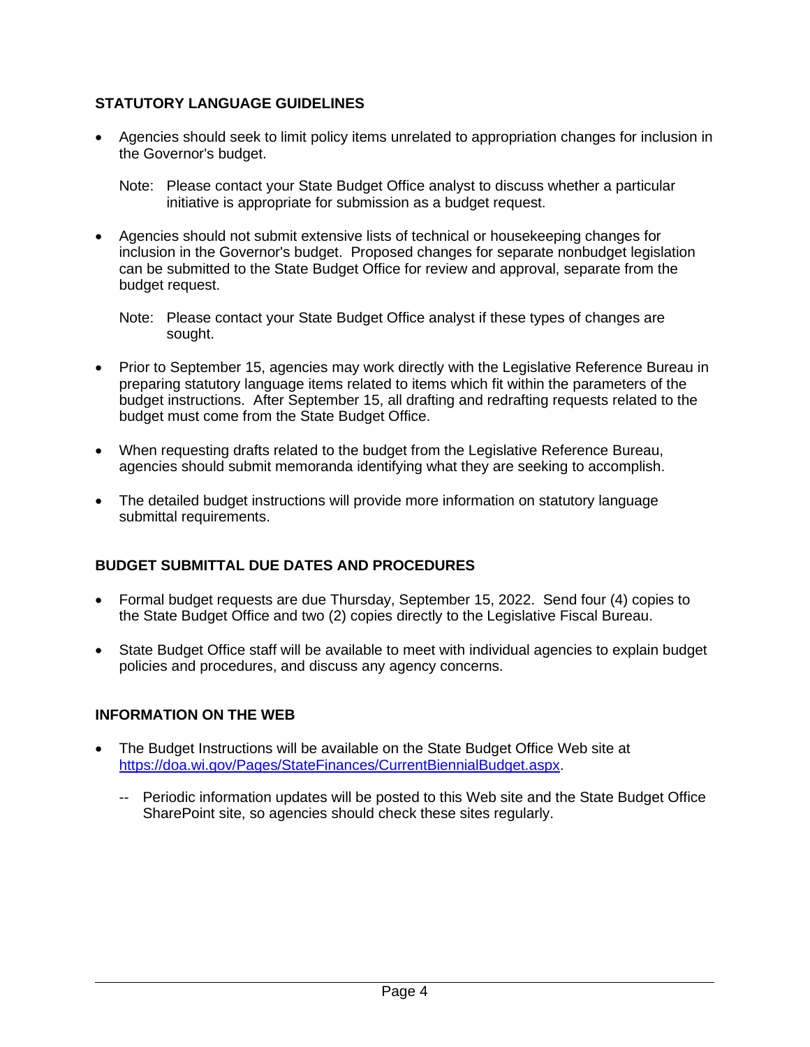## STATUTORY LANGUAGE GUIDELINES

- Agencies should seek to limit policy items unrelated to appropriation changes for inclusion in the Governor's budget.

  Note: Please contact your State Budget Office analyst to discuss whether a particular initiative is appropriate for submission as a budget request.

- Agencies should not submit extensive lists of technical or housekeeping changes for inclusion in the Governor's budget. Proposed changes for separate nonbudget legislation can be submitted to the State Budget Office for review and approval, separate from the budget request.

  Note: Please contact your State Budget Office analyst if these types of changes are sought.

- Prior to September 15, agencies may work directly with the Legislative Reference Bureau in preparing statutory language items related to items which fit within the parameters of the budget instructions. After September 15, all drafting and redrafting requests related to the budget must come from the State Budget Office.

- When requesting drafts related to the budget from the Legislative Reference Bureau, agencies should submit memoranda identifying what they are seeking to accomplish.

- The detailed budget instructions will provide more information on statutory language submittal requirements.

## BUDGET SUBMITTAL DUE DATES AND PROCEDURES

- Formal budget requests are due Thursday, September 15, 2022. Send four (4) copies to the State Budget Office and two (2) copies directly to the Legislative Fiscal Bureau.

- State Budget Office staff will be available to meet with individual agencies to explain budget policies and procedures, and discuss any agency concerns.

## INFORMATION ON THE WEB

- The Budget Instructions will be available on the State Budget Office Web site at [https://doa.wi.gov/Pages/StateFinances/CurrentBiennialBudget.aspx](https://doa.wi.gov/Pages/StateFinances/CurrentBiennialBudget.aspx).

  -- Periodic information updates will be posted to this Web site and the State Budget Office SharePoint site, so agencies should check these sites regularly.